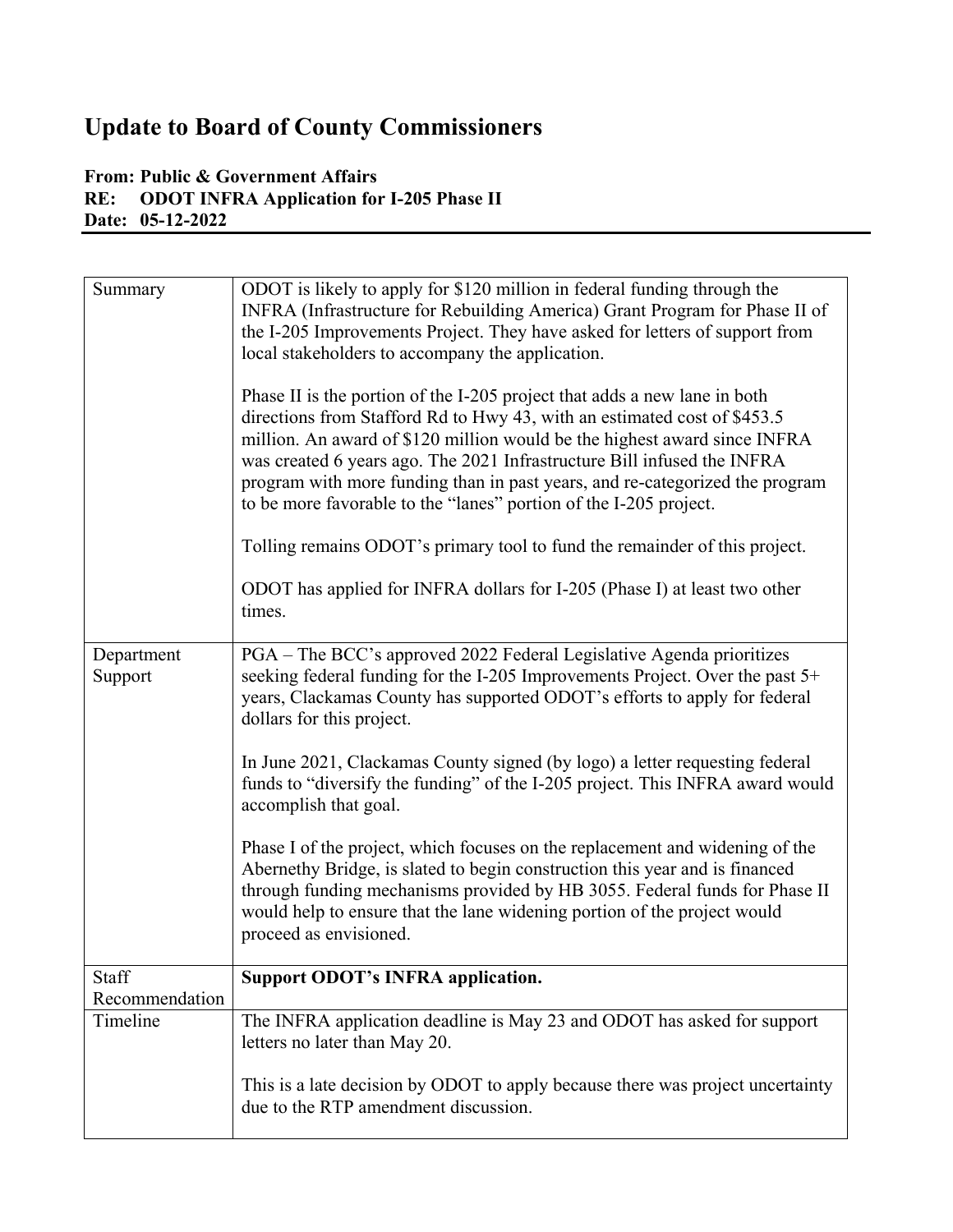# Update to Board of County Commissioners

**From: Public & Government Affairs**
**RE: ODOT INFRA Application for I-205 Phase II**
**Date: 05-12-2022**

| | |
|---|---|
| Summary | ODOT is likely to apply for $120 million in federal funding through the INFRA (Infrastructure for Rebuilding America) Grant Program for Phase II of the I-205 Improvements Project. They have asked for letters of support from local stakeholders to accompany the application.<br><br>Phase II is the portion of the I-205 project that adds a new lane in both directions from Stafford Rd to Hwy 43, with an estimated cost of $453.5 million. An award of $120 million would be the highest award since INFRA was created 6 years ago. The 2021 Infrastructure Bill infused the INFRA program with more funding than in past years, and re-categorized the program to be more favorable to the "lanes" portion of the I-205 project.<br><br>Tolling remains ODOT's primary tool to fund the remainder of this project.<br><br>ODOT has applied for INFRA dollars for I-205 (Phase I) at least two other times. |
| Department Support | PGA – The BCC's approved 2022 Federal Legislative Agenda prioritizes seeking federal funding for the I-205 Improvements Project. Over the past 5+ years, Clackamas County has supported ODOT's efforts to apply for federal dollars for this project.<br><br>In June 2021, Clackamas County signed (by logo) a letter requesting federal funds to "diversify the funding" of the I-205 project. This INFRA award would accomplish that goal.<br><br>Phase I of the project, which focuses on the replacement and widening of the Abernethy Bridge, is slated to begin construction this year and is financed through funding mechanisms provided by HB 3055. Federal funds for Phase II would help to ensure that the lane widening portion of the project would proceed as envisioned. |
| Staff Recommendation | **Support ODOT's INFRA application.** |
| Timeline | The INFRA application deadline is May 23 and ODOT has asked for support letters no later than May 20.<br><br>This is a late decision by ODOT to apply because there was project uncertainty due to the RTP amendment discussion. |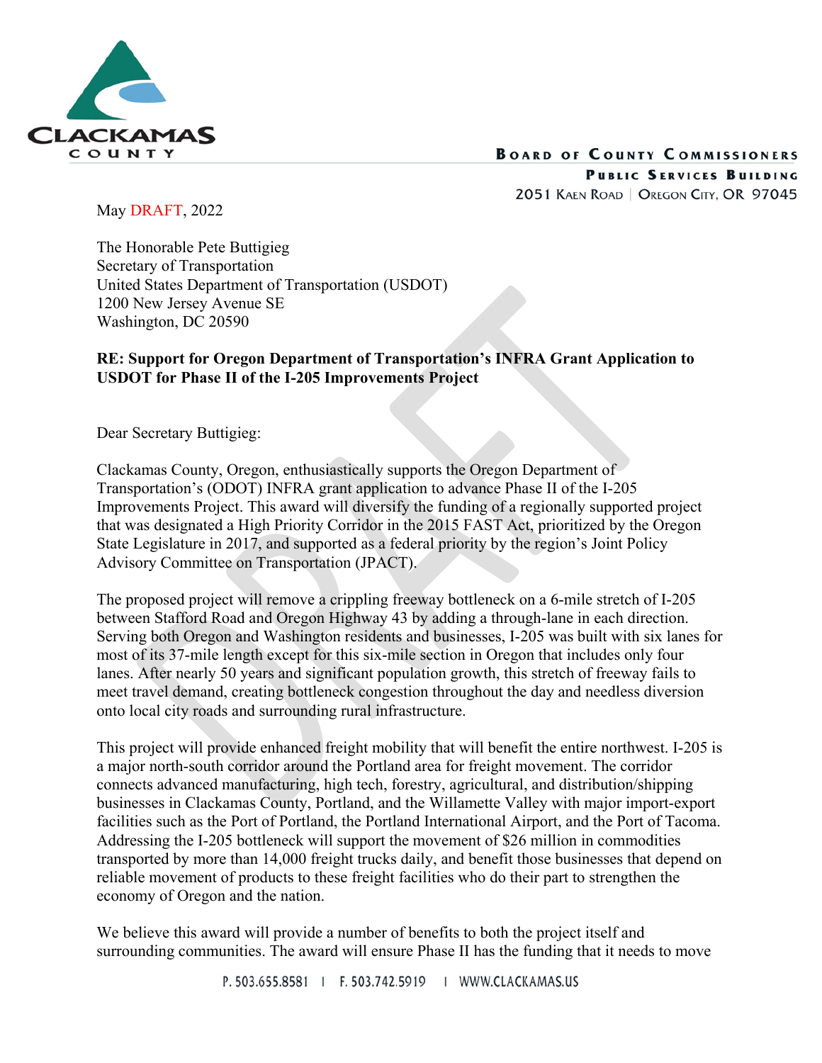May DRAFT, 2022

The Honorable Pete Buttigieg
Secretary of Transportation
United States Department of Transportation (USDOT)
1200 New Jersey Avenue SE
Washington, DC 20590

**RE: Support for Oregon Department of Transportation's INFRA Grant Application to USDOT for Phase II of the I-205 Improvements Project**

Dear Secretary Buttigieg:

Clackamas County, Oregon, enthusiastically supports the Oregon Department of Transportation's (ODOT) INFRA grant application to advance Phase II of the I-205 Improvements Project. This award will diversify the funding of a regionally supported project that was designated a High Priority Corridor in the 2015 FAST Act, prioritized by the Oregon State Legislature in 2017, and supported as a federal priority by the region's Joint Policy Advisory Committee on Transportation (JPACT).

The proposed project will remove a crippling freeway bottleneck on a 6-mile stretch of I-205 between Stafford Road and Oregon Highway 43 by adding a through-lane in each direction. Serving both Oregon and Washington residents and businesses, I-205 was built with six lanes for most of its 37-mile length except for this six-mile section in Oregon that includes only four lanes. After nearly 50 years and significant population growth, this stretch of freeway fails to meet travel demand, creating bottleneck congestion throughout the day and needless diversion onto local city roads and surrounding rural infrastructure.

This project will provide enhanced freight mobility that will benefit the entire northwest. I-205 is a major north-south corridor around the Portland area for freight movement. The corridor connects advanced manufacturing, high tech, forestry, agricultural, and distribution/shipping businesses in Clackamas County, Portland, and the Willamette Valley with major import-export facilities such as the Port of Portland, the Portland International Airport, and the Port of Tacoma. Addressing the I-205 bottleneck will support the movement of $26 million in commodities transported by more than 14,000 freight trucks daily, and benefit those businesses that depend on reliable movement of products to these freight facilities who do their part to strengthen the economy of Oregon and the nation.

We believe this award will provide a number of benefits to both the project itself and surrounding communities. The award will ensure Phase II has the funding that it needs to move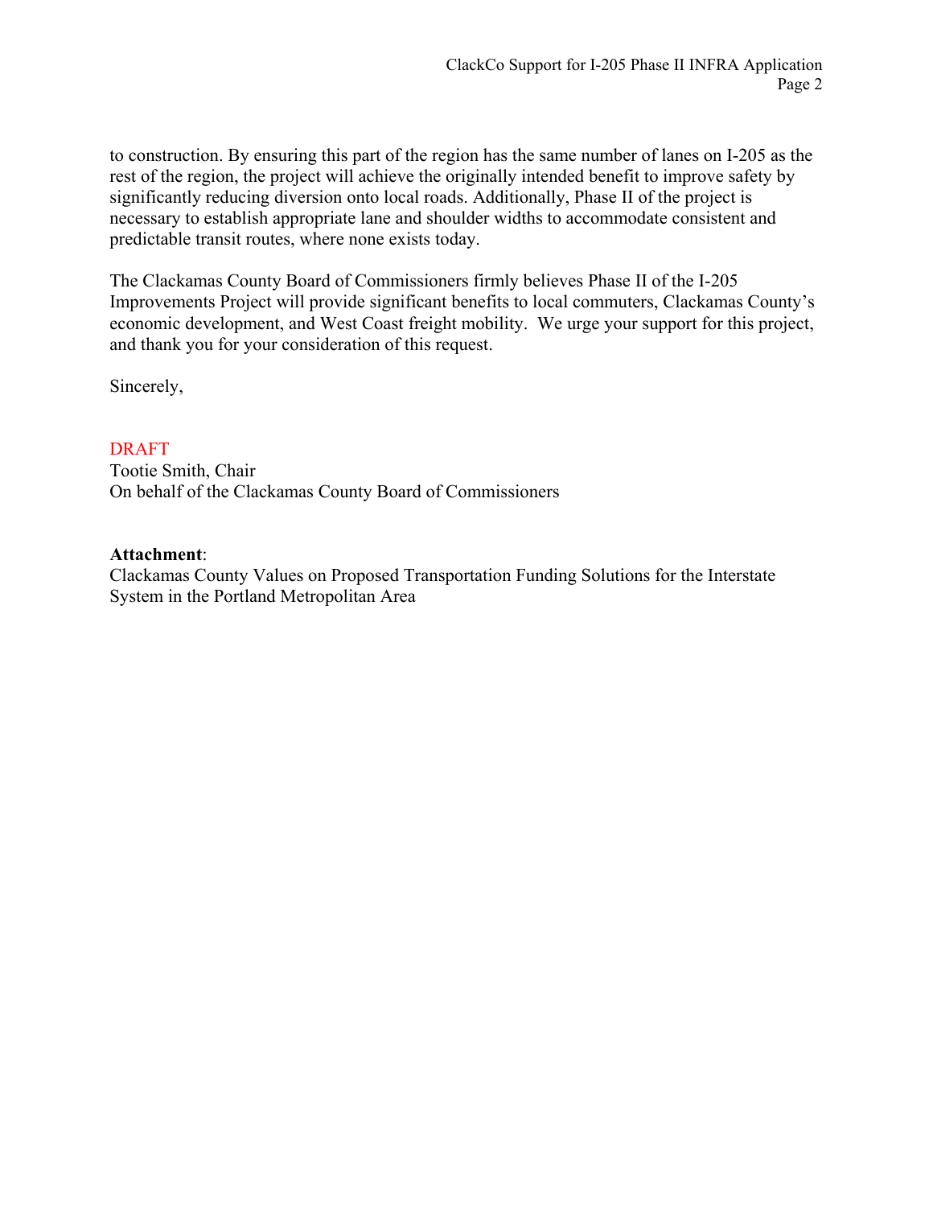to construction. By ensuring this part of the region has the same number of lanes on I-205 as the rest of the region, the project will achieve the originally intended benefit to improve safety by significantly reducing diversion onto local roads. Additionally, Phase II of the project is necessary to establish appropriate lane and shoulder widths to accommodate consistent and predictable transit routes, where none exists today.

The Clackamas County Board of Commissioners firmly believes Phase II of the I-205 Improvements Project will provide significant benefits to local commuters, Clackamas County's economic development, and West Coast freight mobility. We urge your support for this project, and thank you for your consideration of this request.

Sincerely,

DRAFT
Tootie Smith, Chair
On behalf of the Clackamas County Board of Commissioners

**Attachment**:
Clackamas County Values on Proposed Transportation Funding Solutions for the Interstate System in the Portland Metropolitan Area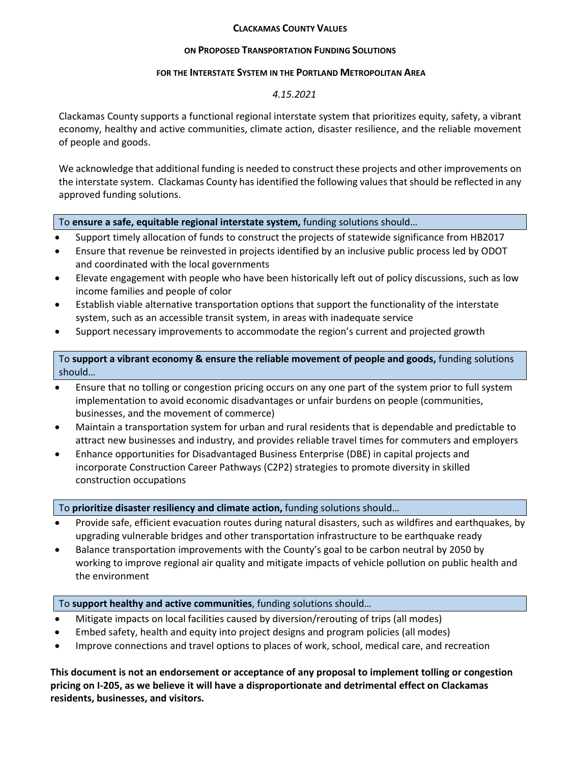**CLACKAMAS COUNTY VALUES**

**ON PROPOSED TRANSPORTATION FUNDING SOLUTIONS**

**FOR THE INTERSTATE SYSTEM IN THE PORTLAND METROPOLITAN AREA**

*4.15.2021*

Clackamas County supports a functional regional interstate system that prioritizes equity, safety, a vibrant economy, healthy and active communities, climate action, disaster resilience, and the reliable movement of people and goods.

We acknowledge that additional funding is needed to construct these projects and other improvements on the interstate system. Clackamas County has identified the following values that should be reflected in any approved funding solutions.

To **ensure a safe, equitable regional interstate system,** funding solutions should…

- Support timely allocation of funds to construct the projects of statewide significance from HB2017
- Ensure that revenue be reinvested in projects identified by an inclusive public process led by ODOT and coordinated with the local governments
- Elevate engagement with people who have been historically left out of policy discussions, such as low income families and people of color
- Establish viable alternative transportation options that support the functionality of the interstate system, such as an accessible transit system, in areas with inadequate service
- Support necessary improvements to accommodate the region's current and projected growth

To **support a vibrant economy & ensure the reliable movement of people and goods,** funding solutions should…

- Ensure that no tolling or congestion pricing occurs on any one part of the system prior to full system implementation to avoid economic disadvantages or unfair burdens on people (communities, businesses, and the movement of commerce)
- Maintain a transportation system for urban and rural residents that is dependable and predictable to attract new businesses and industry, and provides reliable travel times for commuters and employers
- Enhance opportunities for Disadvantaged Business Enterprise (DBE) in capital projects and incorporate Construction Career Pathways (C2P2) strategies to promote diversity in skilled construction occupations

To **prioritize disaster resiliency and climate action,** funding solutions should…

- Provide safe, efficient evacuation routes during natural disasters, such as wildfires and earthquakes, by upgrading vulnerable bridges and other transportation infrastructure to be earthquake ready
- Balance transportation improvements with the County's goal to be carbon neutral by 2050 by working to improve regional air quality and mitigate impacts of vehicle pollution on public health and the environment

To **support healthy and active communities**, funding solutions should…

- Mitigate impacts on local facilities caused by diversion/rerouting of trips (all modes)
- Embed safety, health and equity into project designs and program policies (all modes)
- Improve connections and travel options to places of work, school, medical care, and recreation

**This document is not an endorsement or acceptance of any proposal to implement tolling or congestion pricing on I-205, as we believe it will have a disproportionate and detrimental effect on Clackamas residents, businesses, and visitors.**